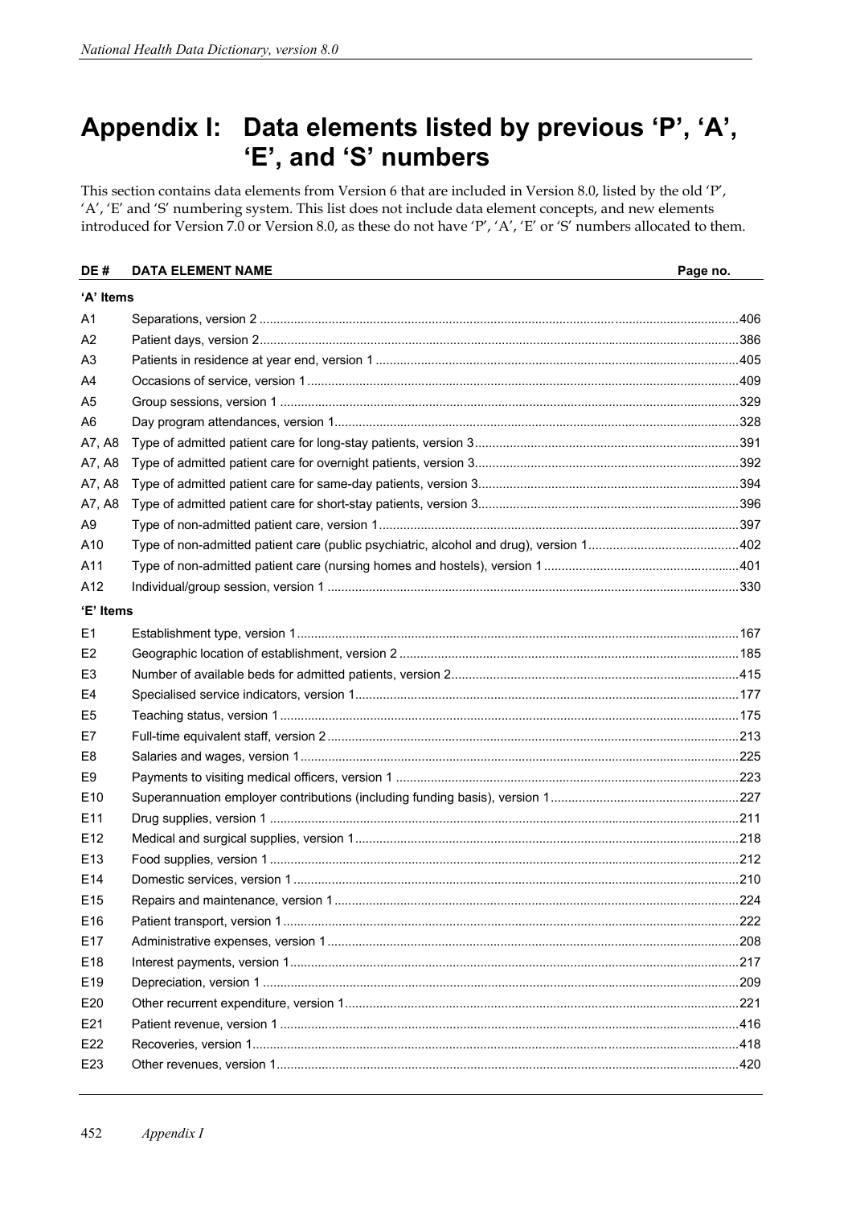# Appendix I: Data elements listed by previous 'P', 'A', 'E', and 'S' numbers

This section contains data elements from Version 6 that are included in Version 8.0, listed by the old 'P', 'A', 'E' and 'S' numbering system. This list does not include data element concepts, and new elements introduced for Version 7.0 or Version 8.0, as these do not have 'P', 'A', 'E' or 'S' numbers allocated to them.

| DE # | DATA ELEMENT NAME | Page no. |
|---|---|---|
| **'A' Items** | | |
| A1 | Separations, version 2 | 406 |
| A2 | Patient days, version 2 | 386 |
| A3 | Patients in residence at year end, version 1 | 405 |
| A4 | Occasions of service, version 1 | 409 |
| A5 | Group sessions, version 1 | 329 |
| A6 | Day program attendances, version 1 | 328 |
| A7, A8 | Type of admitted patient care for long-stay patients, version 3 | 391 |
| A7, A8 | Type of admitted patient care for overnight patients, version 3 | 392 |
| A7, A8 | Type of admitted patient care for same-day patients, version 3 | 394 |
| A7, A8 | Type of admitted patient care for short-stay patients, version 3 | 396 |
| A9 | Type of non-admitted patient care, version 1 | 397 |
| A10 | Type of non-admitted patient care (public psychiatric, alcohol and drug), version 1 | 402 |
| A11 | Type of non-admitted patient care (nursing homes and hostels), version 1 | 401 |
| A12 | Individual/group session, version 1 | 330 |
| **'E' Items** | | |
| E1 | Establishment type, version 1 | 167 |
| E2 | Geographic location of establishment, version 2 | 185 |
| E3 | Number of available beds for admitted patients, version 2 | 415 |
| E4 | Specialised service indicators, version 1 | 177 |
| E5 | Teaching status, version 1 | 175 |
| E7 | Full-time equivalent staff, version 2 | 213 |
| E8 | Salaries and wages, version 1 | 225 |
| E9 | Payments to visiting medical officers, version 1 | 223 |
| E10 | Superannuation employer contributions (including funding basis), version 1 | 227 |
| E11 | Drug supplies, version 1 | 211 |
| E12 | Medical and surgical supplies, version 1 | 218 |
| E13 | Food supplies, version 1 | 212 |
| E14 | Domestic services, version 1 | 210 |
| E15 | Repairs and maintenance, version 1 | 224 |
| E16 | Patient transport, version 1 | 222 |
| E17 | Administrative expenses, version 1 | 208 |
| E18 | Interest payments, version 1 | 217 |
| E19 | Depreciation, version 1 | 209 |
| E20 | Other recurrent expenditure, version 1 | 221 |
| E21 | Patient revenue, version 1 | 416 |
| E22 | Recoveries, version 1 | 418 |
| E23 | Other revenues, version 1 | 420 |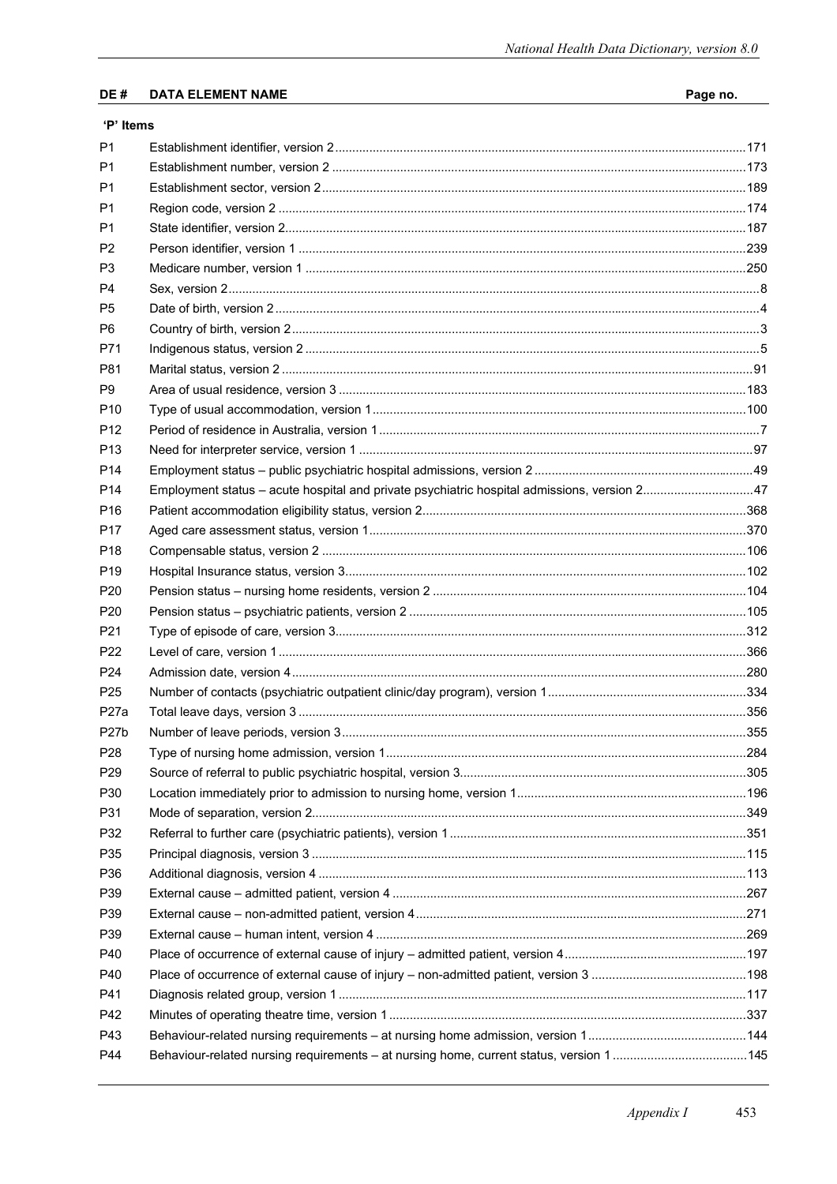| DE # | DATA ELEMENT NAME | Page no. |
|---|---|---|
| **'P' Items** | | |
| P1 | Establishment identifier, version 2 | 171 |
| P1 | Establishment number, version 2 | 173 |
| P1 | Establishment sector, version 2 | 189 |
| P1 | Region code, version 2 | 174 |
| P1 | State identifier, version 2 | 187 |
| P2 | Person identifier, version 1 | 239 |
| P3 | Medicare number, version 1 | 250 |
| P4 | Sex, version 2 | 8 |
| P5 | Date of birth, version 2 | 4 |
| P6 | Country of birth, version 2 | 3 |
| P71 | Indigenous status, version 2 | 5 |
| P81 | Marital status, version 2 | 91 |
| P9 | Area of usual residence, version 3 | 183 |
| P10 | Type of usual accommodation, version 1 | 100 |
| P12 | Period of residence in Australia, version 1 | 7 |
| P13 | Need for interpreter service, version 1 | 97 |
| P14 | Employment status – public psychiatric hospital admissions, version 2 | 49 |
| P14 | Employment status – acute hospital and private psychiatric hospital admissions, version 2 | 47 |
| P16 | Patient accommodation eligibility status, version 2 | 368 |
| P17 | Aged care assessment status, version 1 | 370 |
| P18 | Compensable status, version 2 | 106 |
| P19 | Hospital Insurance status, version 3 | 102 |
| P20 | Pension status – nursing home residents, version 2 | 104 |
| P20 | Pension status – psychiatric patients, version 2 | 105 |
| P21 | Type of episode of care, version 3 | 312 |
| P22 | Level of care, version 1 | 366 |
| P24 | Admission date, version 4 | 280 |
| P25 | Number of contacts (psychiatric outpatient clinic/day program), version 1 | 334 |
| P27a | Total leave days, version 3 | 356 |
| P27b | Number of leave periods, version 3 | 355 |
| P28 | Type of nursing home admission, version 1 | 284 |
| P29 | Source of referral to public psychiatric hospital, version 3 | 305 |
| P30 | Location immediately prior to admission to nursing home, version 1 | 196 |
| P31 | Mode of separation, version 2 | 349 |
| P32 | Referral to further care (psychiatric patients), version 1 | 351 |
| P35 | Principal diagnosis, version 3 | 115 |
| P36 | Additional diagnosis, version 4 | 113 |
| P39 | External cause – admitted patient, version 4 | 267 |
| P39 | External cause – non-admitted patient, version 4 | 271 |
| P39 | External cause – human intent, version 4 | 269 |
| P40 | Place of occurrence of external cause of injury – admitted patient, version 4 | 197 |
| P40 | Place of occurrence of external cause of injury – non-admitted patient, version 3 | 198 |
| P41 | Diagnosis related group, version 1 | 117 |
| P42 | Minutes of operating theatre time, version 1 | 337 |
| P43 | Behaviour-related nursing requirements – at nursing home admission, version 1 | 144 |
| P44 | Behaviour-related nursing requirements – at nursing home, current status, version 1 | 145 |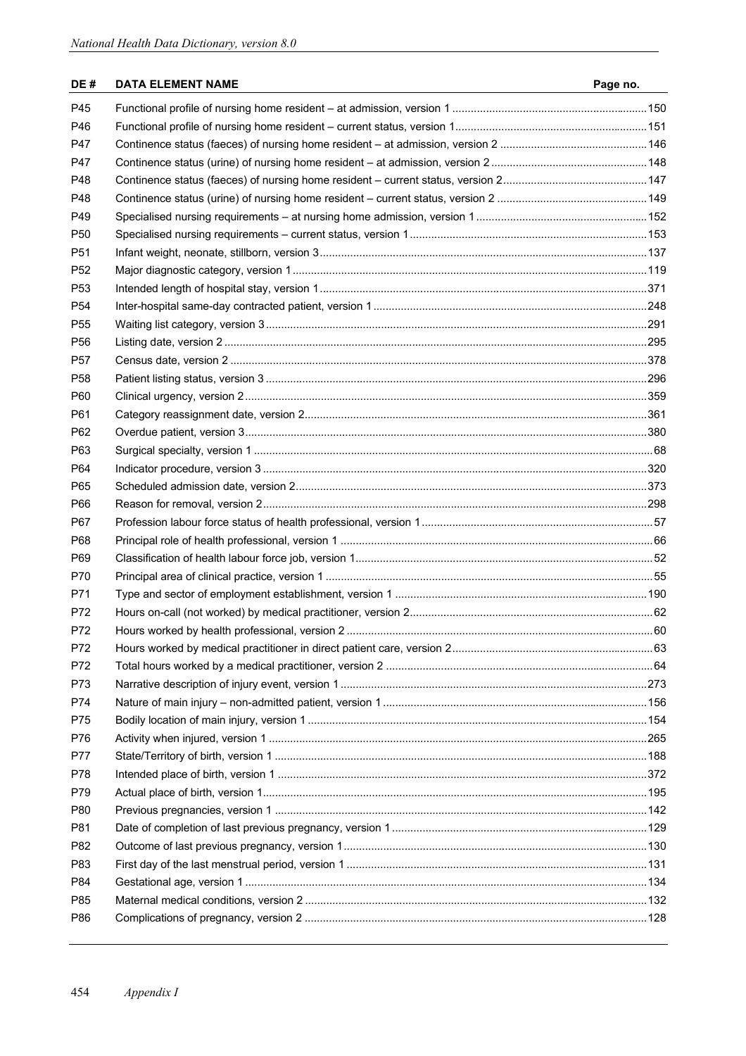| DE # | DATA ELEMENT NAME | Page no. |
| --- | --- | --- |
| P45 | Functional profile of nursing home resident – at admission, version 1 | 150 |
| P46 | Functional profile of nursing home resident – current status, version 1 | 151 |
| P47 | Continence status (faeces) of nursing home resident – at admission, version 2 | 146 |
| P47 | Continence status (urine) of nursing home resident – at admission, version 2 | 148 |
| P48 | Continence status (faeces) of nursing home resident – current status, version 2 | 147 |
| P48 | Continence status (urine) of nursing home resident – current status, version 2 | 149 |
| P49 | Specialised nursing requirements – at nursing home admission, version 1 | 152 |
| P50 | Specialised nursing requirements – current status, version 1 | 153 |
| P51 | Infant weight, neonate, stillborn, version 3 | 137 |
| P52 | Major diagnostic category, version 1 | 119 |
| P53 | Intended length of hospital stay, version 1 | 371 |
| P54 | Inter-hospital same-day contracted patient, version 1 | 248 |
| P55 | Waiting list category, version 3 | 291 |
| P56 | Listing date, version 2 | 295 |
| P57 | Census date, version 2 | 378 |
| P58 | Patient listing status, version 3 | 296 |
| P60 | Clinical urgency, version 2 | 359 |
| P61 | Category reassignment date, version 2 | 361 |
| P62 | Overdue patient, version 3 | 380 |
| P63 | Surgical specialty, version 1 | 68 |
| P64 | Indicator procedure, version 3 | 320 |
| P65 | Scheduled admission date, version 2 | 373 |
| P66 | Reason for removal, version 2 | 298 |
| P67 | Profession labour force status of health professional, version 1 | 57 |
| P68 | Principal role of health professional, version 1 | 66 |
| P69 | Classification of health labour force job, version 1 | 52 |
| P70 | Principal area of clinical practice, version 1 | 55 |
| P71 | Type and sector of employment establishment, version 1 | 190 |
| P72 | Hours on-call (not worked) by medical practitioner, version 2 | 62 |
| P72 | Hours worked by health professional, version 2 | 60 |
| P72 | Hours worked by medical practitioner in direct patient care, version 2 | 63 |
| P72 | Total hours worked by a medical practitioner, version 2 | 64 |
| P73 | Narrative description of injury event, version 1 | 273 |
| P74 | Nature of main injury – non-admitted patient, version 1 | 156 |
| P75 | Bodily location of main injury, version 1 | 154 |
| P76 | Activity when injured, version 1 | 265 |
| P77 | State/Territory of birth, version 1 | 188 |
| P78 | Intended place of birth, version 1 | 372 |
| P79 | Actual place of birth, version 1 | 195 |
| P80 | Previous pregnancies, version 1 | 142 |
| P81 | Date of completion of last previous pregnancy, version 1 | 129 |
| P82 | Outcome of last previous pregnancy, version 1 | 130 |
| P83 | First day of the last menstrual period, version 1 | 131 |
| P84 | Gestational age, version 1 | 134 |
| P85 | Maternal medical conditions, version 2 | 132 |
| P86 | Complications of pregnancy, version 2 | 128 |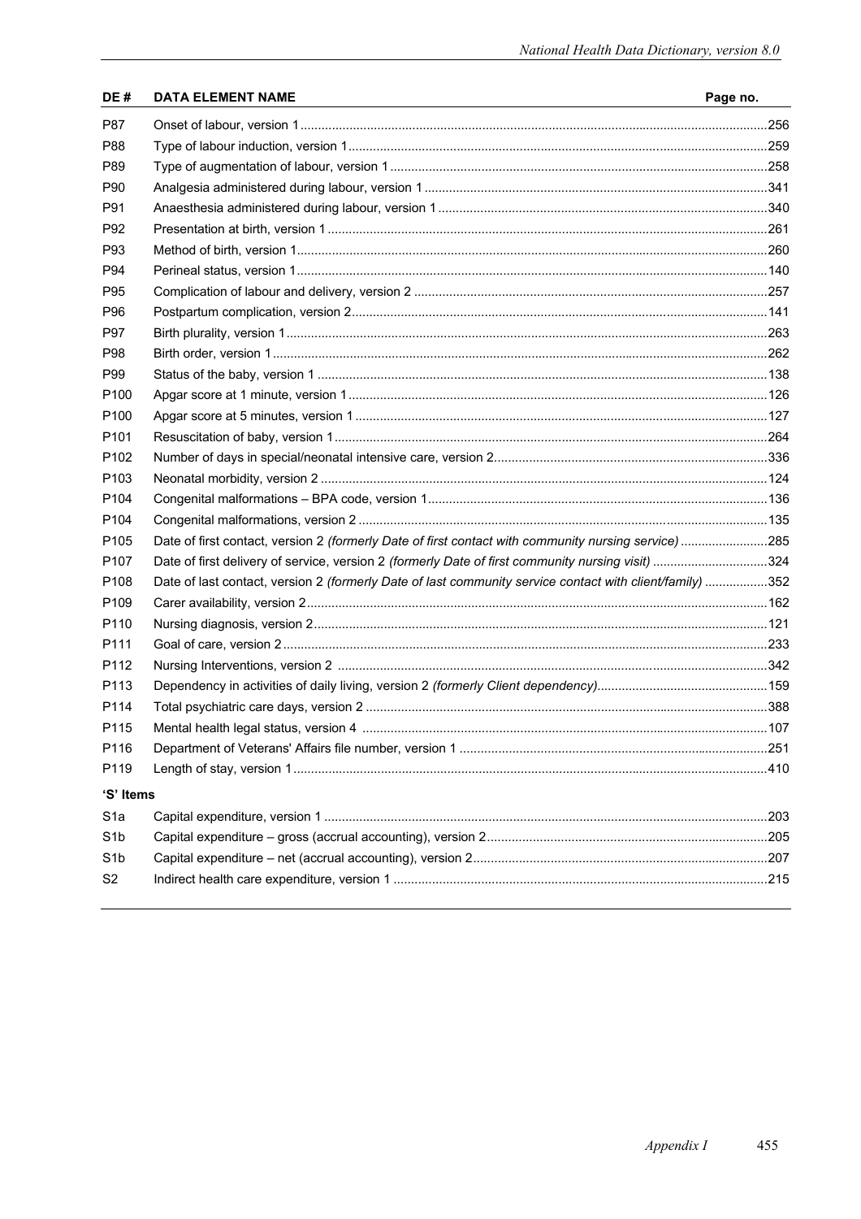| DE # | DATA ELEMENT NAME | Page no. |
|---|---|---|
| P87 | Onset of labour, version 1 | 256 |
| P88 | Type of labour induction, version 1 | 259 |
| P89 | Type of augmentation of labour, version 1 | 258 |
| P90 | Analgesia administered during labour, version 1 | 341 |
| P91 | Anaesthesia administered during labour, version 1 | 340 |
| P92 | Presentation at birth, version 1 | 261 |
| P93 | Method of birth, version 1 | 260 |
| P94 | Perineal status, version 1 | 140 |
| P95 | Complication of labour and delivery, version 2 | 257 |
| P96 | Postpartum complication, version 2 | 141 |
| P97 | Birth plurality, version 1 | 263 |
| P98 | Birth order, version 1 | 262 |
| P99 | Status of the baby, version 1 | 138 |
| P100 | Apgar score at 1 minute, version 1 | 126 |
| P100 | Apgar score at 5 minutes, version 1 | 127 |
| P101 | Resuscitation of baby, version 1 | 264 |
| P102 | Number of days in special/neonatal intensive care, version 2 | 336 |
| P103 | Neonatal morbidity, version 2 | 124 |
| P104 | Congenital malformations – BPA code, version 1 | 136 |
| P104 | Congenital malformations, version 2 | 135 |
| P105 | Date of first contact, version 2 *(formerly Date of first contact with community nursing service)* | 285 |
| P107 | Date of first delivery of service, version 2 *(formerly Date of first community nursing visit)* | 324 |
| P108 | Date of last contact, version 2 *(formerly Date of last community service contact with client/family)* | 352 |
| P109 | Carer availability, version 2 | 162 |
| P110 | Nursing diagnosis, version 2 | 121 |
| P111 | Goal of care, version 2 | 233 |
| P112 | Nursing Interventions, version 2 | 342 |
| P113 | Dependency in activities of daily living, version 2 *(formerly Client dependency)* | 159 |
| P114 | Total psychiatric care days, version 2 | 388 |
| P115 | Mental health legal status, version 4 | 107 |
| P116 | Department of Veterans' Affairs file number, version 1 | 251 |
| P119 | Length of stay, version 1 | 410 |
| **'S' Items** | | |
| S1a | Capital expenditure, version 1 | 203 |
| S1b | Capital expenditure – gross (accrual accounting), version 2 | 205 |
| S1b | Capital expenditure – net (accrual accounting), version 2 | 207 |
| S2 | Indirect health care expenditure, version 1 | 215 |